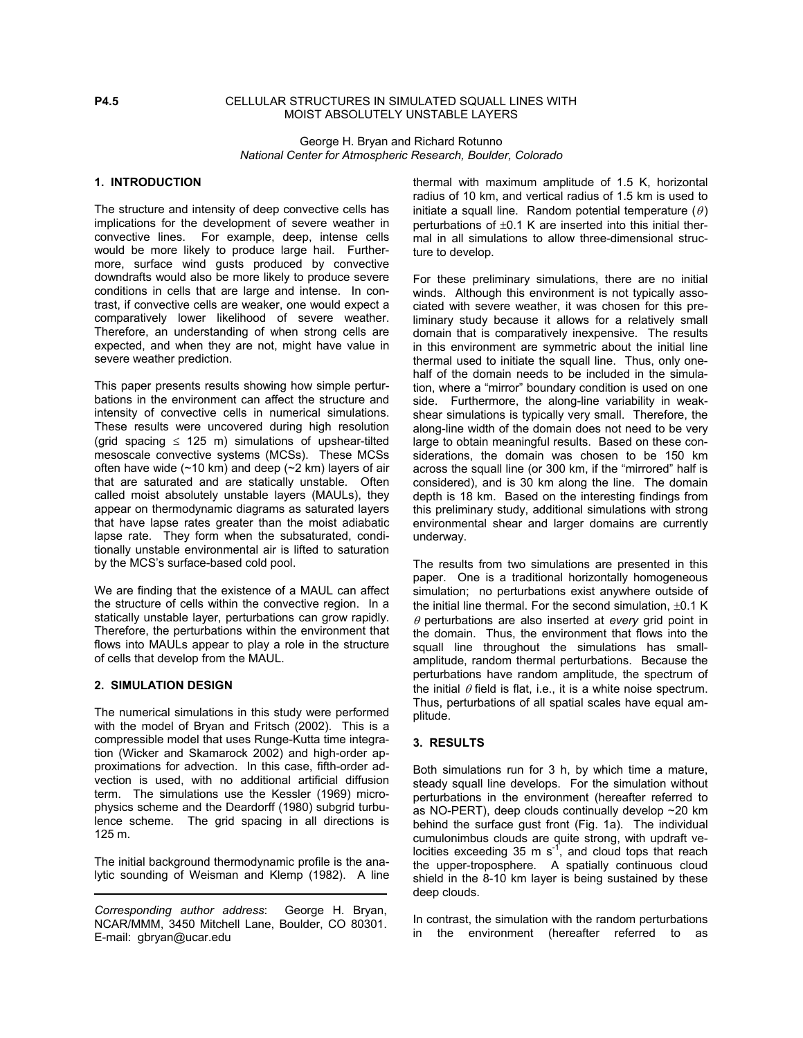**P4.5**

# CELLULAR STRUCTURES IN SIMULATED SQUALL LINES WITH MOIST ABSOLUTELY UNSTABLE LAYERS

George H. Bryan and Richard Rotunno
*National Center for Atmospheric Research, Boulder, Colorado*

## 1. INTRODUCTION

The structure and intensity of deep convective cells has implications for the development of severe weather in convective lines. For example, deep, intense cells would be more likely to produce large hail. Furthermore, surface wind gusts produced by convective downdrafts would also be more likely to produce severe conditions in cells that are large and intense. In contrast, if convective cells are weaker, one would expect a comparatively lower likelihood of severe weather. Therefore, an understanding of when strong cells are expected, and when they are not, might have value in severe weather prediction.

This paper presents results showing how simple perturbations in the environment can affect the structure and intensity of convective cells in numerical simulations. These results were uncovered during high resolution (grid spacing $\leq$ 125 m) simulations of upshear-tilted mesoscale convective systems (MCSs). These MCSs often have wide (~10 km) and deep (~2 km) layers of air that are saturated and are statically unstable. Often called moist absolutely unstable layers (MAULs), they appear on thermodynamic diagrams as saturated layers that have lapse rates greater than the moist adiabatic lapse rate. They form when the subsaturated, conditionally unstable environmental air is lifted to saturation by the MCS's surface-based cold pool.

We are finding that the existence of a MAUL can affect the structure of cells within the convective region. In a statically unstable layer, perturbations can grow rapidly. Therefore, the perturbations within the environment that flows into MAULs appear to play a role in the structure of cells that develop from the MAUL.

## 2. SIMULATION DESIGN

The numerical simulations in this study were performed with the model of Bryan and Fritsch (2002). This is a compressible model that uses Runge-Kutta time integration (Wicker and Skamarock 2002) and high-order approximations for advection. In this case, fifth-order advection is used, with no additional artificial diffusion term. The simulations use the Kessler (1969) microphysics scheme and the Deardorff (1980) subgrid turbulence scheme. The grid spacing in all directions is 125 m.

The initial background thermodynamic profile is the analytic sounding of Weisman and Klemp (1982). A line thermal with maximum amplitude of 1.5 K, horizontal radius of 10 km, and vertical radius of 1.5 km is used to initiate a squall line. Random potential temperature ($\theta$) perturbations of $\pm$0.1 K are inserted into this initial thermal in all simulations to allow three-dimensional structure to develop.

For these preliminary simulations, there are no initial winds. Although this environment is not typically associated with severe weather, it was chosen for this preliminary study because it allows for a relatively small domain that is comparatively inexpensive. The results in this environment are symmetric about the initial line thermal used to initiate the squall line. Thus, only one-half of the domain needs to be included in the simulation, where a "mirror" boundary condition is used on one side. Furthermore, the along-line variability in weak-shear simulations is typically very small. Therefore, the along-line width of the domain does not need to be very large to obtain meaningful results. Based on these considerations, the domain was chosen to be 150 km across the squall line (or 300 km, if the "mirrored" half is considered), and is 30 km along the line. The domain depth is 18 km. Based on the interesting findings from this preliminary study, additional simulations with strong environmental shear and larger domains are currently underway.

The results from two simulations are presented in this paper. One is a traditional horizontally homogeneous simulation; no perturbations exist anywhere outside of the initial line thermal. For the second simulation, $\pm$0.1 K $\theta$ perturbations are also inserted at *every* grid point in the domain. Thus, the environment that flows into the squall line throughout the simulations has small-amplitude, random thermal perturbations. Because the perturbations have random amplitude, the spectrum of the initial $\theta$ field is flat, i.e., it is a white noise spectrum. Thus, perturbations of all spatial scales have equal amplitude.

## 3. RESULTS

Both simulations run for 3 h, by which time a mature, steady squall line develops. For the simulation without perturbations in the environment (hereafter referred to as NO-PERT), deep clouds continually develop ~20 km behind the surface gust front (Fig. 1a). The individual cumulonimbus clouds are quite strong, with updraft velocities exceeding 35 m s$^{-1}$, and cloud tops that reach the upper-troposphere. A spatially continuous cloud shield in the 8-10 km layer is being sustained by these deep clouds.

In contrast, the simulation with the random perturbations in the environment (hereafter referred to as

---

*Corresponding author address*: George H. Bryan, NCAR/MMM, 3450 Mitchell Lane, Boulder, CO 80301. E-mail: gbryan@ucar.edu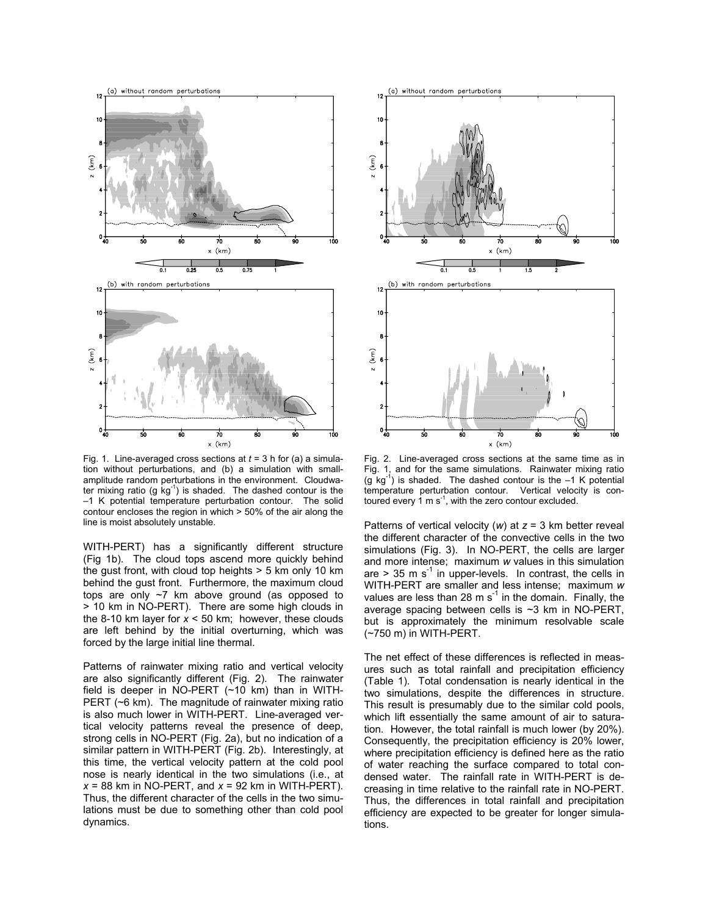Fig. 1. Line-averaged cross sections at $t$ = 3 h for (a) a simulation without perturbations, and (b) a simulation with small-amplitude random perturbations in the environment. Cloudwater mixing ratio (g $kg^{-1}$) is shaded. The dashed contour is the –1 K potential temperature perturbation contour. The solid contour encloses the region in which > 50% of the air along the line is moist absolutely unstable.

WITH-PERT) has a significantly different structure (Fig 1b). The cloud tops ascend more quickly behind the gust front, with cloud top heights > 5 km only 10 km behind the gust front. Furthermore, the maximum cloud tops are only ~7 km above ground (as opposed to > 10 km in NO-PERT). There are some high clouds in the 8-10 km layer for $x$ < 50 km; however, these clouds are left behind by the initial overturning, which was forced by the large initial line thermal.

Patterns of rainwater mixing ratio and vertical velocity are also significantly different (Fig. 2). The rainwater field is deeper in NO-PERT (~10 km) than in WITH-PERT (~6 km). The magnitude of rainwater mixing ratio is also much lower in WITH-PERT. Line-averaged vertical velocity patterns reveal the presence of deep, strong cells in NO-PERT (Fig. 2a), but no indication of a similar pattern in WITH-PERT (Fig. 2b). Interestingly, at this time, the vertical velocity pattern at the cold pool nose is nearly identical in the two simulations (i.e., at $x$ = 88 km in NO-PERT, and $x$ = 92 km in WITH-PERT). Thus, the different character of the cells in the two simulations must be due to something other than cold pool dynamics.

Fig. 2. Line-averaged cross sections at the same time as in Fig. 1, and for the same simulations. Rainwater mixing ratio (g $kg^{-1}$) is shaded. The dashed contour is the –1 K potential temperature perturbation contour. Vertical velocity is contoured every 1 m $s^{-1}$, with the zero contour excluded.

Patterns of vertical velocity ($w$) at $z$ = 3 km better reveal the different character of the convective cells in the two simulations (Fig. 3). In NO-PERT, the cells are larger and more intense; maximum $w$ values in this simulation are > 35 m $s^{-1}$ in upper-levels. In contrast, the cells in WITH-PERT are smaller and less intense; maximum $w$ values are less than 28 m $s^{-1}$ in the domain. Finally, the average spacing between cells is ~3 km in NO-PERT, but is approximately the minimum resolvable scale (~750 m) in WITH-PERT.

The net effect of these differences is reflected in measures such as total rainfall and precipitation efficiency (Table 1). Total condensation is nearly identical in the two simulations, despite the differences in structure. This result is presumably due to the similar cold pools, which lift essentially the same amount of air to saturation. However, the total rainfall is much lower (by 20%). Consequently, the precipitation efficiency is 20% lower, where precipitation efficiency is defined here as the ratio of water reaching the surface compared to total condensed water. The rainfall rate in WITH-PERT is decreasing in time relative to the rainfall rate in NO-PERT. Thus, the differences in total rainfall and precipitation efficiency are expected to be greater for longer simulations.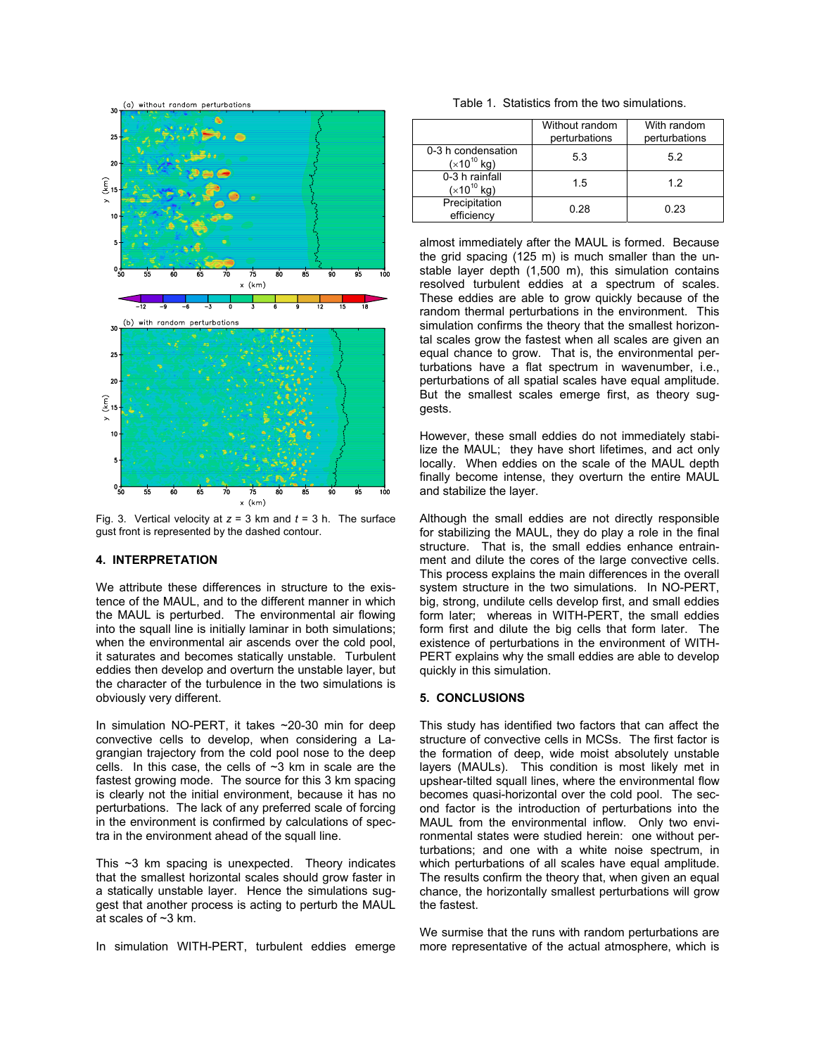Fig. 3. Vertical velocity at $z$ = 3 km and $t$ = 3 h. The surface gust front is represented by the dashed contour.

## 4. INTERPRETATION

We attribute these differences in structure to the existence of the MAUL, and to the different manner in which the MAUL is perturbed. The environmental air flowing into the squall line is initially laminar in both simulations; when the environmental air ascends over the cold pool, it saturates and becomes statically unstable. Turbulent eddies then develop and overturn the unstable layer, but the character of the turbulence in the two simulations is obviously very different.

In simulation NO-PERT, it takes ~20-30 min for deep convective cells to develop, when considering a Lagrangian trajectory from the cold pool nose to the deep cells. In this case, the cells of ~3 km in scale are the fastest growing mode. The source for this 3 km spacing is clearly not the initial environment, because it has no perturbations. The lack of any preferred scale of forcing in the environment is confirmed by calculations of spectra in the environment ahead of the squall line.

This ~3 km spacing is unexpected. Theory indicates that the smallest horizontal scales should grow faster in a statically unstable layer. Hence the simulations suggest that another process is acting to perturb the MAUL at scales of ~3 km.

In simulation WITH-PERT, turbulent eddies emerge almost immediately after the MAUL is formed. Because the grid spacing (125 m) is much smaller than the unstable layer depth (1,500 m), this simulation contains resolved turbulent eddies at a spectrum of scales. These eddies are able to grow quickly because of the random thermal perturbations in the environment. This simulation confirms the theory that the smallest horizontal scales grow the fastest when all scales are given an equal chance to grow. That is, the environmental perturbations have a flat spectrum in wavenumber, i.e., perturbations of all spatial scales have equal amplitude. But the smallest scales emerge first, as theory suggests.

Table 1. Statistics from the two simulations.

| | Without random perturbations | With random perturbations |
|---|---|---|
| 0-3 h condensation ($\times 10^{10}$ kg) | 5.3 | 5.2 |
| 0-3 h rainfall ($\times 10^{10}$ kg) | 1.5 | 1.2 |
| Precipitation efficiency | 0.28 | 0.23 |

However, these small eddies do not immediately stabilize the MAUL; they have short lifetimes, and act only locally. When eddies on the scale of the MAUL depth finally become intense, they overturn the entire MAUL and stabilize the layer.

Although the small eddies are not directly responsible for stabilizing the MAUL, they do play a role in the final structure. That is, the small eddies enhance entrainment and dilute the cores of the large convective cells. This process explains the main differences in the overall system structure in the two simulations. In NO-PERT, big, strong, undilute cells develop first, and small eddies form later; whereas in WITH-PERT, the small eddies form first and dilute the big cells that form later. The existence of perturbations in the environment of WITH-PERT explains why the small eddies are able to develop quickly in this simulation.

## 5. CONCLUSIONS

This study has identified two factors that can affect the structure of convective cells in MCSs. The first factor is the formation of deep, wide moist absolutely unstable layers (MAULs). This condition is most likely met in upshear-tilted squall lines, where the environmental flow becomes quasi-horizontal over the cold pool. The second factor is the introduction of perturbations into the MAUL from the environmental inflow. Only two environmental states were studied herein: one without perturbations; and one with a white noise spectrum, in which perturbations of all scales have equal amplitude. The results confirm the theory that, when given an equal chance, the horizontally smallest perturbations will grow the fastest.

We surmise that the runs with random perturbations are more representative of the actual atmosphere, which is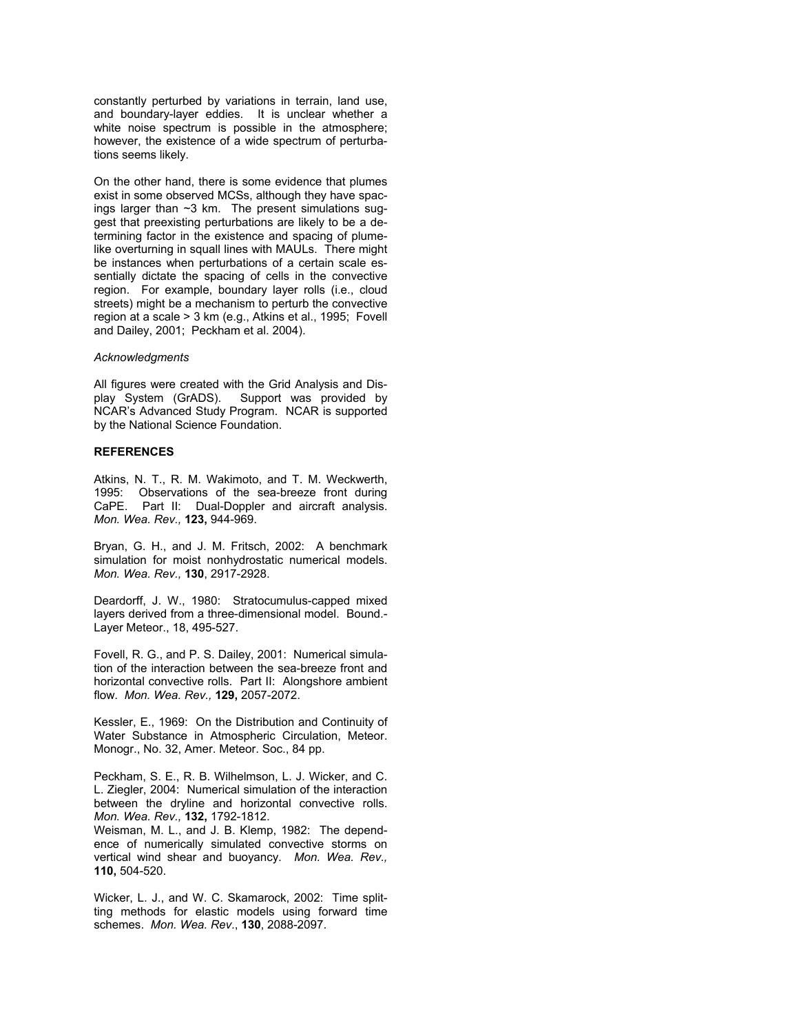constantly perturbed by variations in terrain, land use, and boundary-layer eddies. It is unclear whether a white noise spectrum is possible in the atmosphere; however, the existence of a wide spectrum of perturbations seems likely.

On the other hand, there is some evidence that plumes exist in some observed MCSs, although they have spacings larger than ~3 km. The present simulations suggest that preexisting perturbations are likely to be a determining factor in the existence and spacing of plume-like overturning in squall lines with MAULs. There might be instances when perturbations of a certain scale essentially dictate the spacing of cells in the convective region. For example, boundary layer rolls (i.e., cloud streets) might be a mechanism to perturb the convective region at a scale > 3 km (e.g., Atkins et al., 1995; Fovell and Dailey, 2001; Peckham et al. 2004).

*Acknowledgments*

All figures were created with the Grid Analysis and Display System (GrADS). Support was provided by NCAR's Advanced Study Program. NCAR is supported by the National Science Foundation.

## REFERENCES

Atkins, N. T., R. M. Wakimoto, and T. M. Weckwerth, 1995: Observations of the sea-breeze front during CaPE. Part II: Dual-Doppler and aircraft analysis. *Mon. Wea. Rev.,* **123,** 944-969.

Bryan, G. H., and J. M. Fritsch, 2002: A benchmark simulation for moist nonhydrostatic numerical models. *Mon. Wea. Rev.,* **130**, 2917-2928.

Deardorff, J. W., 1980: Stratocumulus-capped mixed layers derived from a three-dimensional model. Bound.-Layer Meteor., 18, 495-527.

Fovell, R. G., and P. S. Dailey, 2001: Numerical simulation of the interaction between the sea-breeze front and horizontal convective rolls. Part II: Alongshore ambient flow. *Mon. Wea. Rev.,* **129,** 2057-2072.

Kessler, E., 1969: On the Distribution and Continuity of Water Substance in Atmospheric Circulation, Meteor. Monogr., No. 32, Amer. Meteor. Soc., 84 pp.

Peckham, S. E., R. B. Wilhelmson, L. J. Wicker, and C. L. Ziegler, 2004: Numerical simulation of the interaction between the dryline and horizontal convective rolls. *Mon. Wea. Rev.,* **132,** 1792-1812.

Weisman, M. L., and J. B. Klemp, 1982: The dependence of numerically simulated convective storms on vertical wind shear and buoyancy. *Mon. Wea. Rev.,* **110,** 504-520.

Wicker, L. J., and W. C. Skamarock, 2002: Time splitting methods for elastic models using forward time schemes. *Mon. Wea. Rev.*, **130**, 2088-2097.